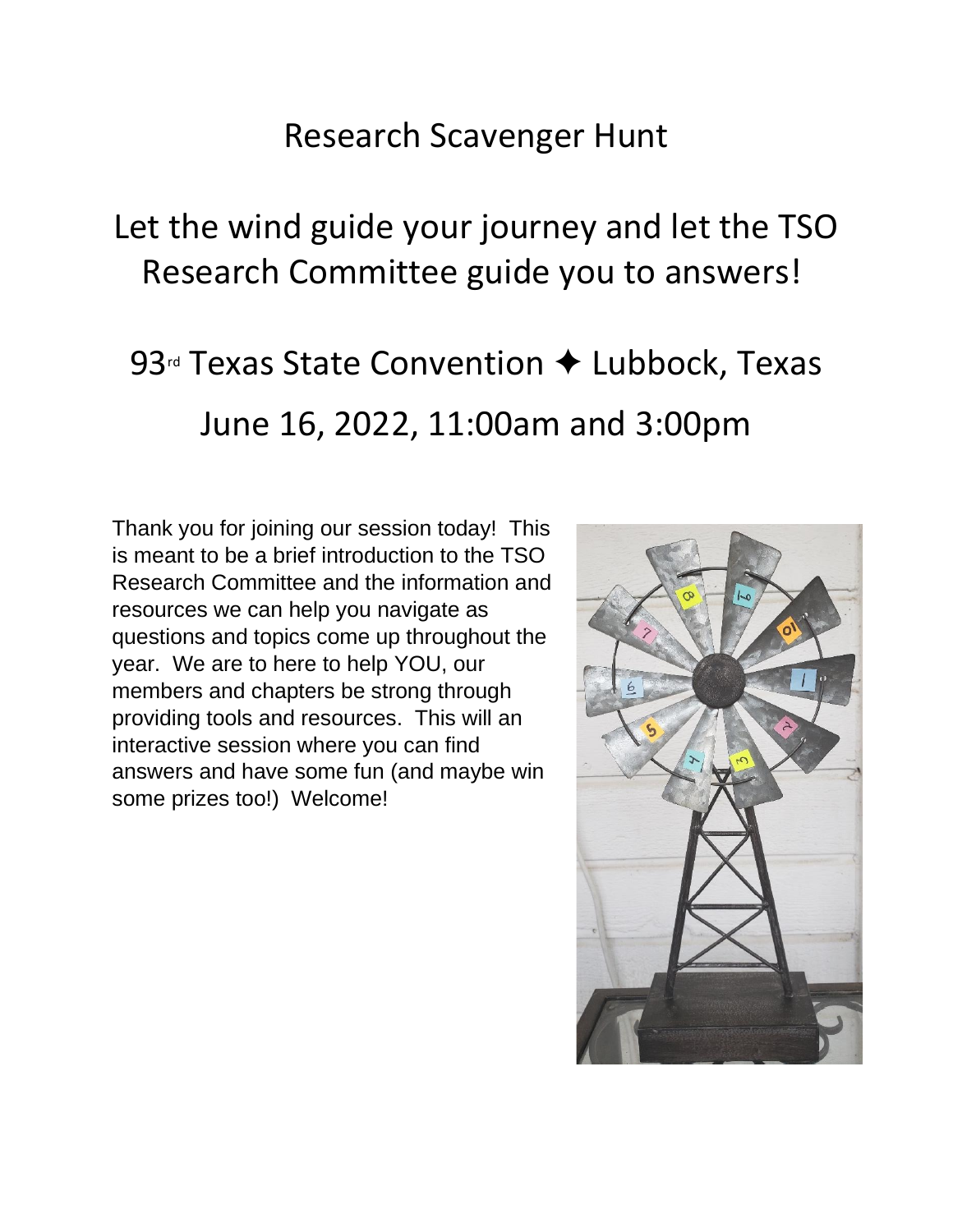# Research Scavenger Hunt

## Let the wind guide your journey and let the TSO Research Committee guide you to answers!

## 93rd Texas State Convention ✦ Lubbock, Texas

## June 16, 2022, 11:00am and 3:00pm

Thank you for joining our session today! This is meant to be a brief introduction to the TSO Research Committee and the information and resources we can help you navigate as questions and topics come up throughout the year. We are to here to help YOU, our members and chapters be strong through providing tools and resources. This will an interactive session where you can find answers and have some fun (and maybe win some prizes too!) Welcome!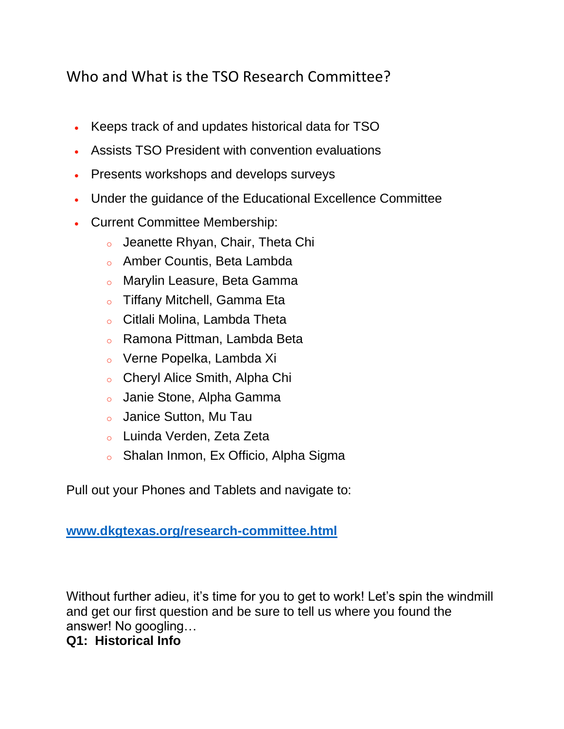## Who and What is the TSO Research Committee?

- Keeps track of and updates historical data for TSO
- Assists TSO President with convention evaluations
- Presents workshops and develops surveys
- Under the guidance of the Educational Excellence Committee
- Current Committee Membership:
    - Jeanette Rhyan, Chair, Theta Chi
    - Amber Countis, Beta Lambda
    - Marylin Leasure, Beta Gamma
    - Tiffany Mitchell, Gamma Eta
    - Citlali Molina, Lambda Theta
    - Ramona Pittman, Lambda Beta
    - Verne Popelka, Lambda Xi
    - Cheryl Alice Smith, Alpha Chi
    - Janie Stone, Alpha Gamma
    - Janice Sutton, Mu Tau
    - Luinda Verden, Zeta Zeta
    - Shalan Inmon, Ex Officio, Alpha Sigma

Pull out your Phones and Tablets and navigate to:

[www.dkgtexas.org/research-committee.html](http://www.dkgtexas.org/research-committee.html)

Without further adieu, it's time for you to get to work! Let's spin the windmill and get our first question and be sure to tell us where you found the answer! No googling…

**Q1: Historical Info**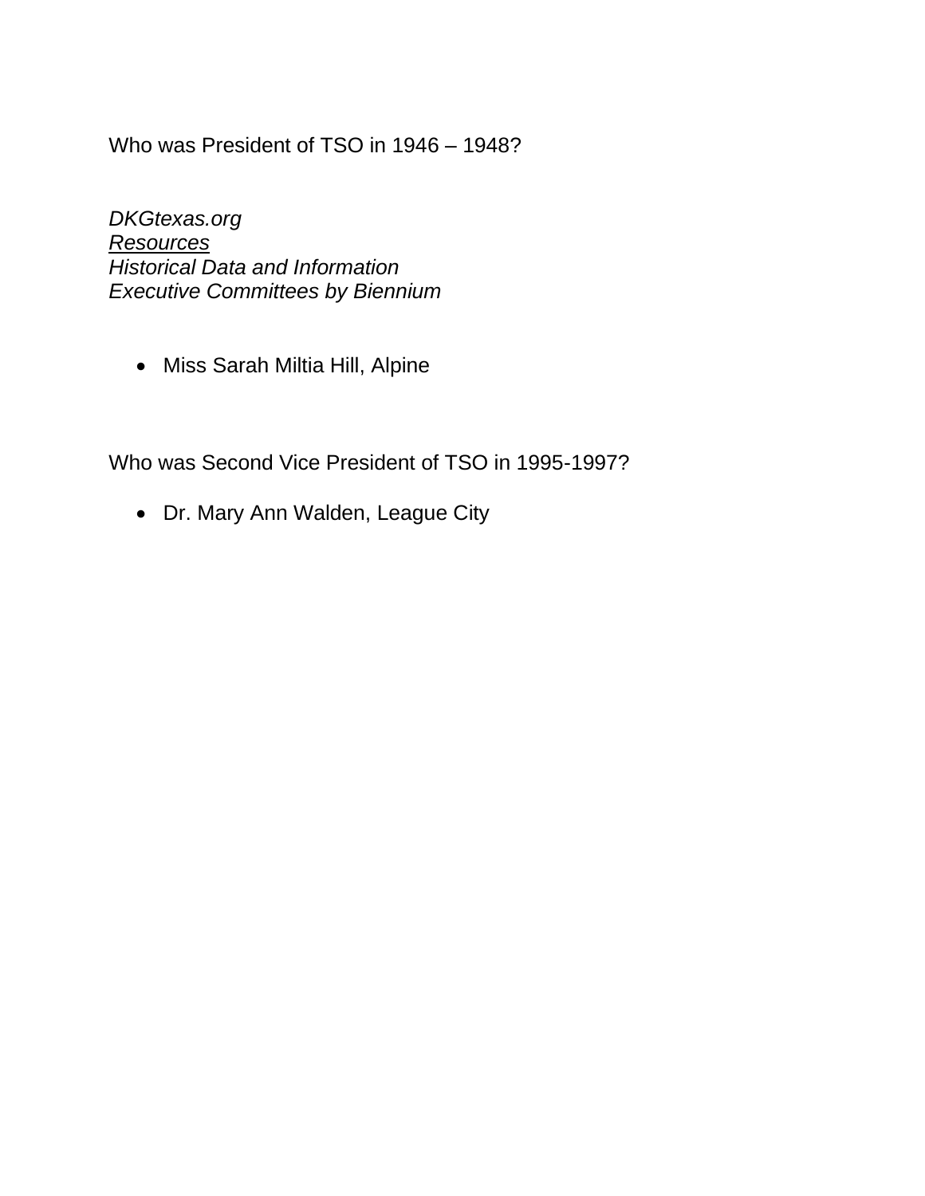Who was President of TSO in 1946 – 1948?

*DKGtexas.org*
*<u>Resources</u>*
*Historical Data and Information*
*Executive Committees by Biennium*

- Miss Sarah Miltia Hill, Alpine

Who was Second Vice President of TSO in 1995-1997?

- Dr. Mary Ann Walden, League City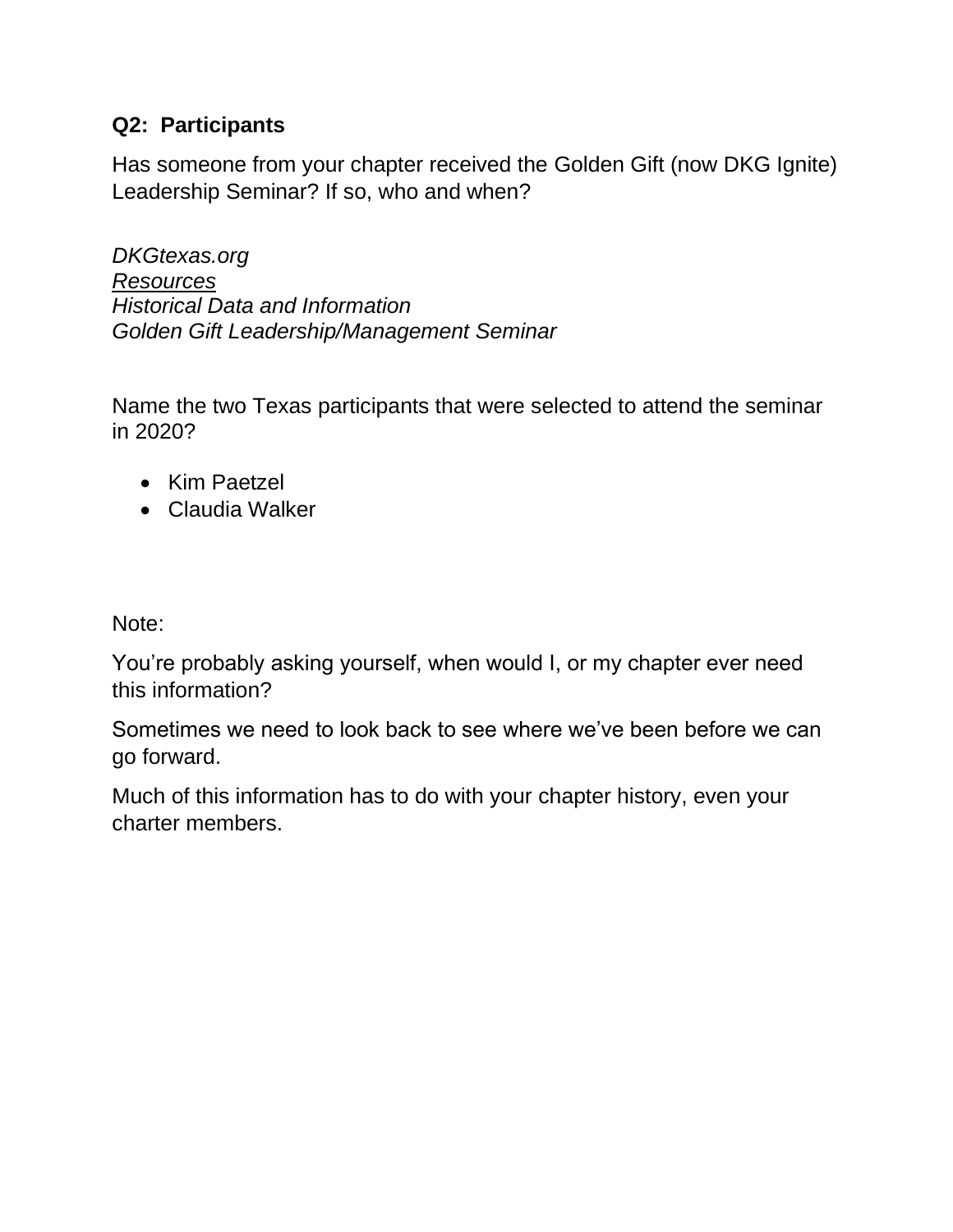**Q2: Participants**

Has someone from your chapter received the Golden Gift (now DKG Ignite) Leadership Seminar? If so, who and when?

*DKGtexas.org*
*Resources*
*Historical Data and Information*
*Golden Gift Leadership/Management Seminar*

Name the two Texas participants that were selected to attend the seminar in 2020?

- Kim Paetzel
- Claudia Walker

Note:

You're probably asking yourself, when would I, or my chapter ever need this information?

Sometimes we need to look back to see where we've been before we can go forward.

Much of this information has to do with your chapter history, even your charter members.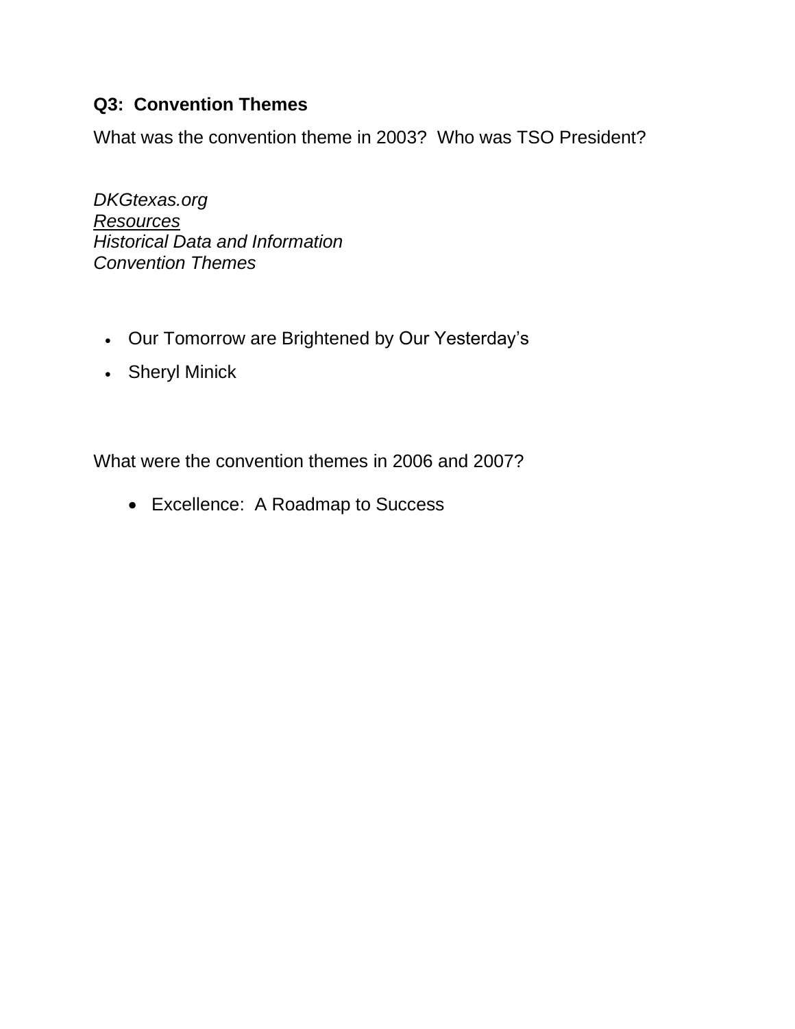**Q3: Convention Themes**

What was the convention theme in 2003? Who was TSO President?

*DKGtexas.org*
*<u>Resources</u>*
*Historical Data and Information*
*Convention Themes*

- Our Tomorrow are Brightened by Our Yesterday's
- Sheryl Minick

What were the convention themes in 2006 and 2007?

- Excellence: A Roadmap to Success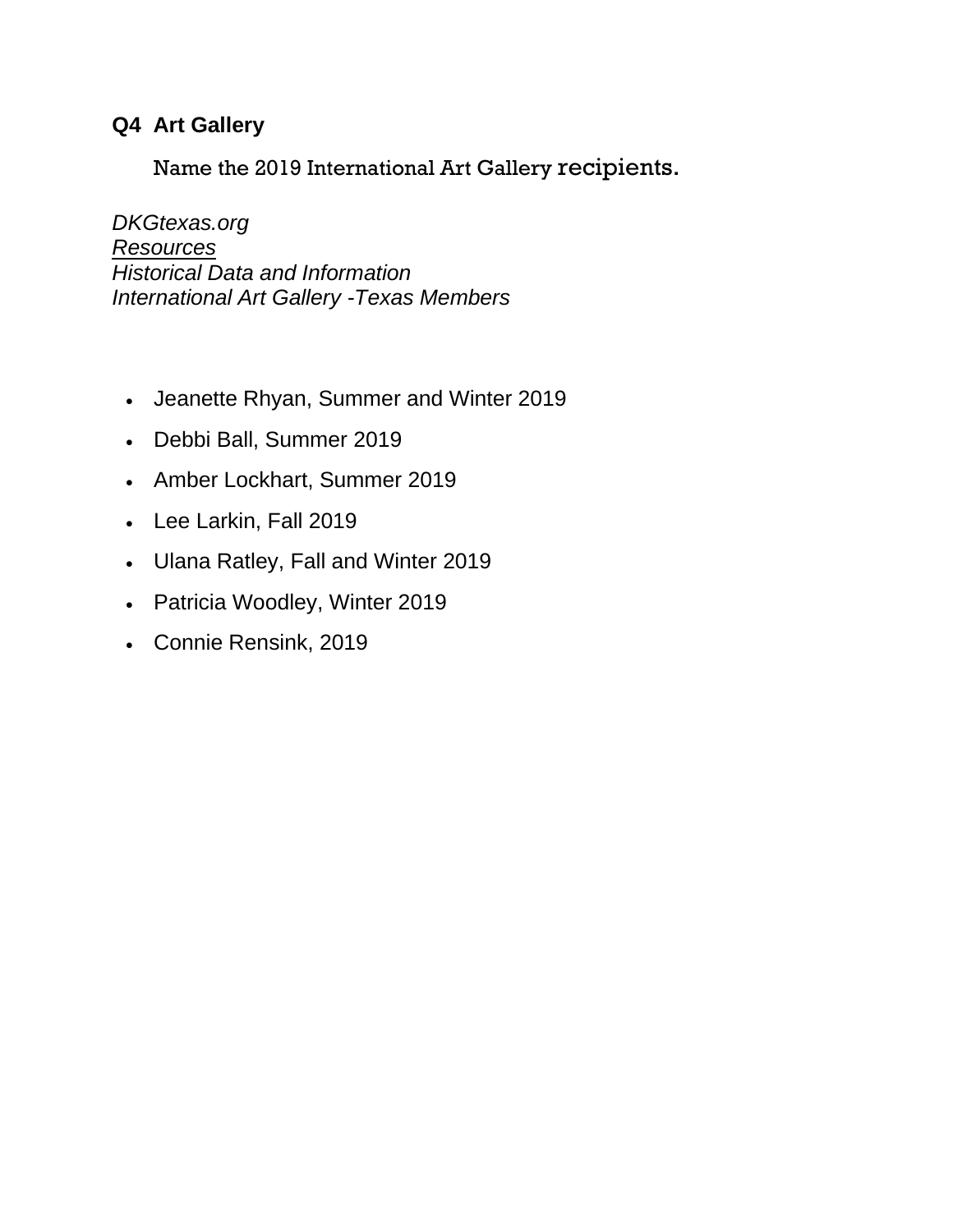## Q4 Art Gallery

Name the 2019 International Art Gallery recipients.

*DKGtexas.org*
*Resources*
*Historical Data and Information*
*International Art Gallery -Texas Members*

- Jeanette Rhyan, Summer and Winter 2019
- Debbi Ball, Summer 2019
- Amber Lockhart, Summer 2019
- Lee Larkin, Fall 2019
- Ulana Ratley, Fall and Winter 2019
- Patricia Woodley, Winter 2019
- Connie Rensink, 2019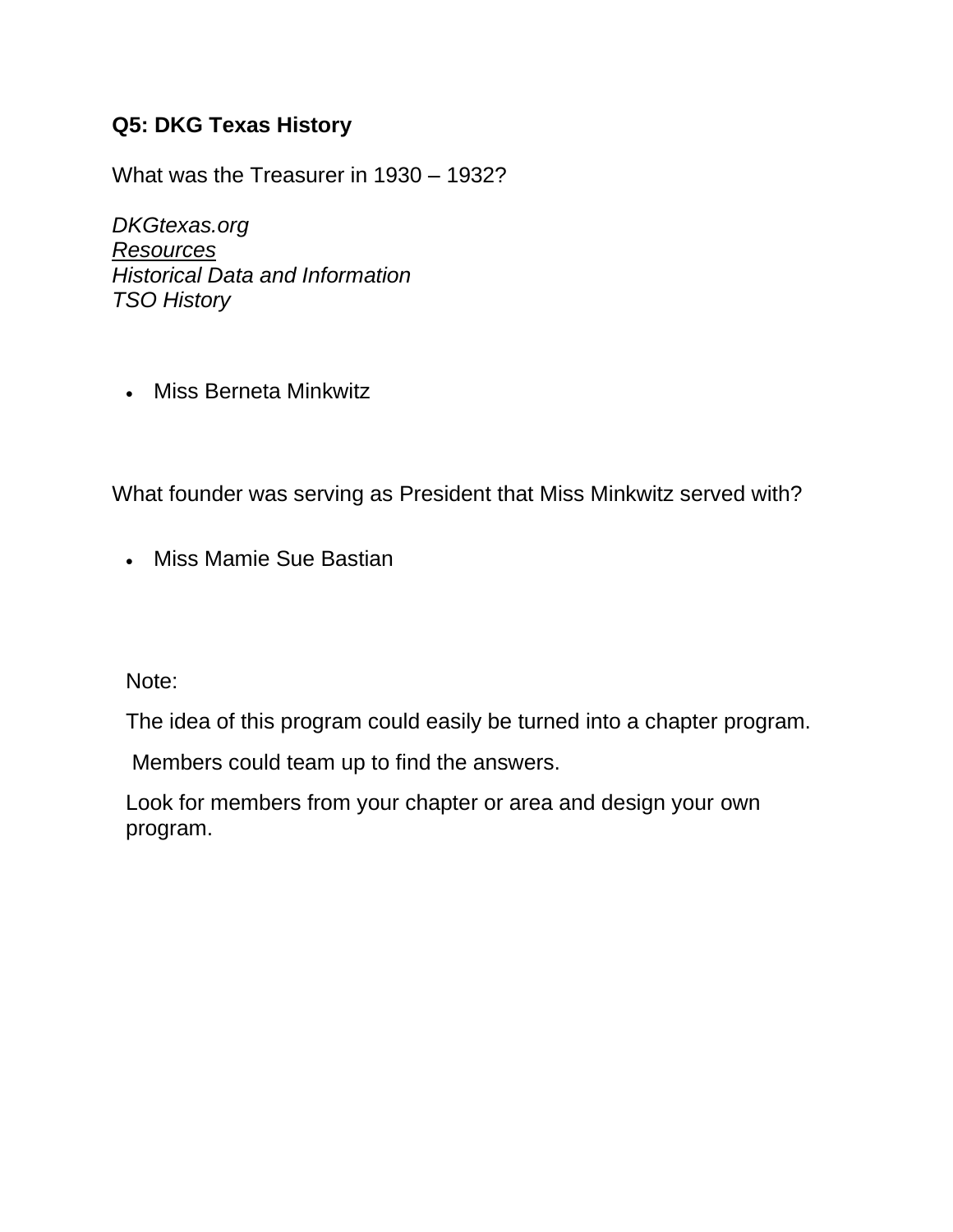**Q5: DKG Texas History**

What was the Treasurer in 1930 – 1932?

*DKGtexas.org*
*Resources*
*Historical Data and Information*
*TSO History*

- Miss Berneta Minkwitz

What founder was serving as President that Miss Minkwitz served with?

- Miss Mamie Sue Bastian

Note:

The idea of this program could easily be turned into a chapter program.

Members could team up to find the answers.

Look for members from your chapter or area and design your own program.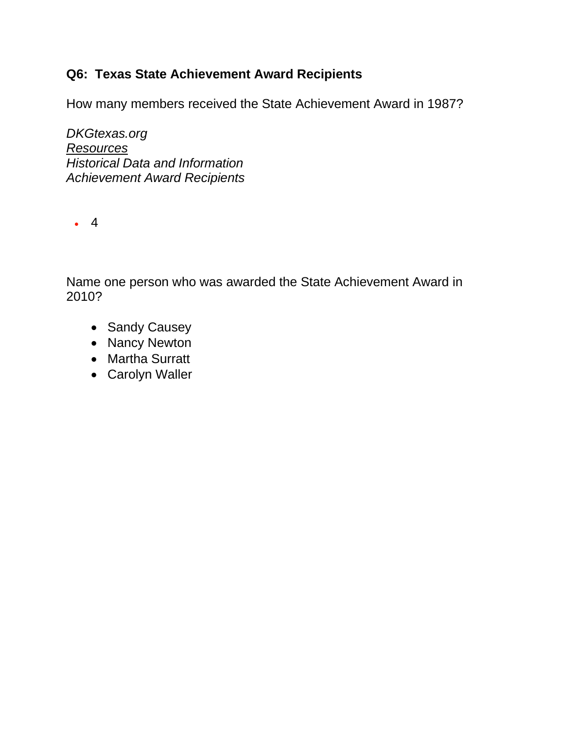**Q6: Texas State Achievement Award Recipients**

How many members received the State Achievement Award in 1987?

*DKGtexas.org*
*Resources*
*Historical Data and Information*
*Achievement Award Recipients*

- 4

Name one person who was awarded the State Achievement Award in 2010?

- Sandy Causey
- Nancy Newton
- Martha Surratt
- Carolyn Waller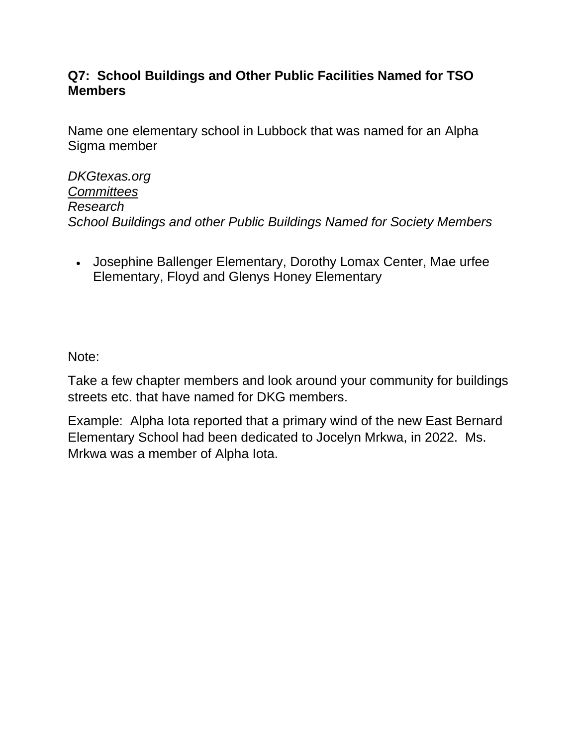**Q7: School Buildings and Other Public Facilities Named for TSO Members**

Name one elementary school in Lubbock that was named for an Alpha Sigma member

*DKGtexas.org*
*<u>Committees</u>*
*Research*
*School Buildings and other Public Buildings Named for Society Members*

- Josephine Ballenger Elementary, Dorothy Lomax Center, Mae urfee Elementary, Floyd and Glenys Honey Elementary

Note:

Take a few chapter members and look around your community for buildings streets etc. that have named for DKG members.

Example: Alpha Iota reported that a primary wind of the new East Bernard Elementary School had been dedicated to Jocelyn Mrkwa, in 2022. Ms. Mrkwa was a member of Alpha Iota.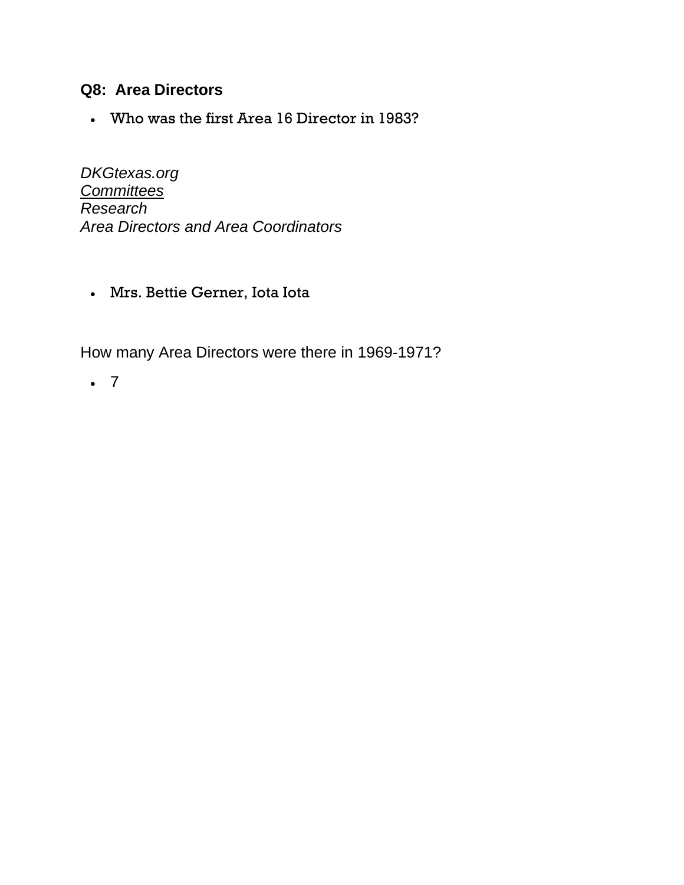**Q8: Area Directors**

- Who was the first Area 16 Director in 1983?

*DKGtexas.org*
*Committees*
*Research*
*Area Directors and Area Coordinators*

- Mrs. Bettie Gerner, Iota Iota

How many Area Directors were there in 1969-1971?

- 7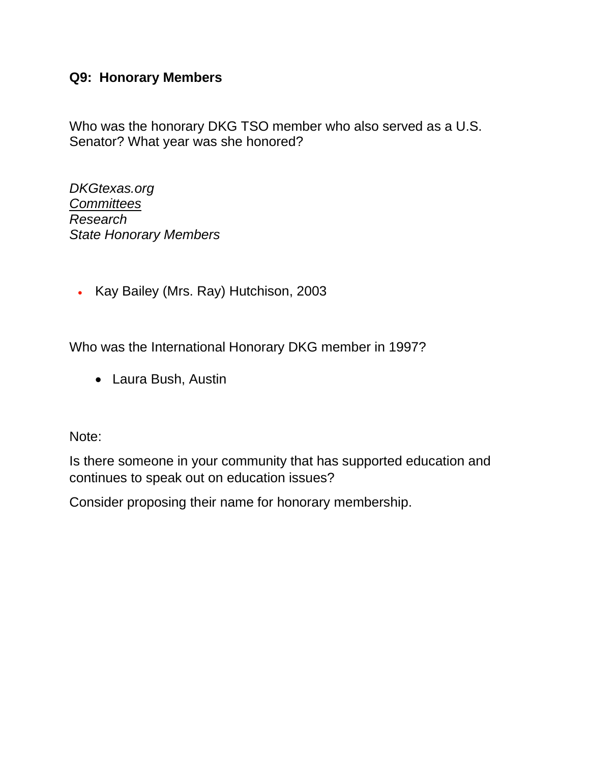**Q9: Honorary Members**

Who was the honorary DKG TSO member who also served as a U.S. Senator? What year was she honored?

*DKGtexas.org*
*Committees*
*Research*
*State Honorary Members*

- Kay Bailey (Mrs. Ray) Hutchison, 2003

Who was the International Honorary DKG member in 1997?

- Laura Bush, Austin

Note:

Is there someone in your community that has supported education and continues to speak out on education issues?

Consider proposing their name for honorary membership.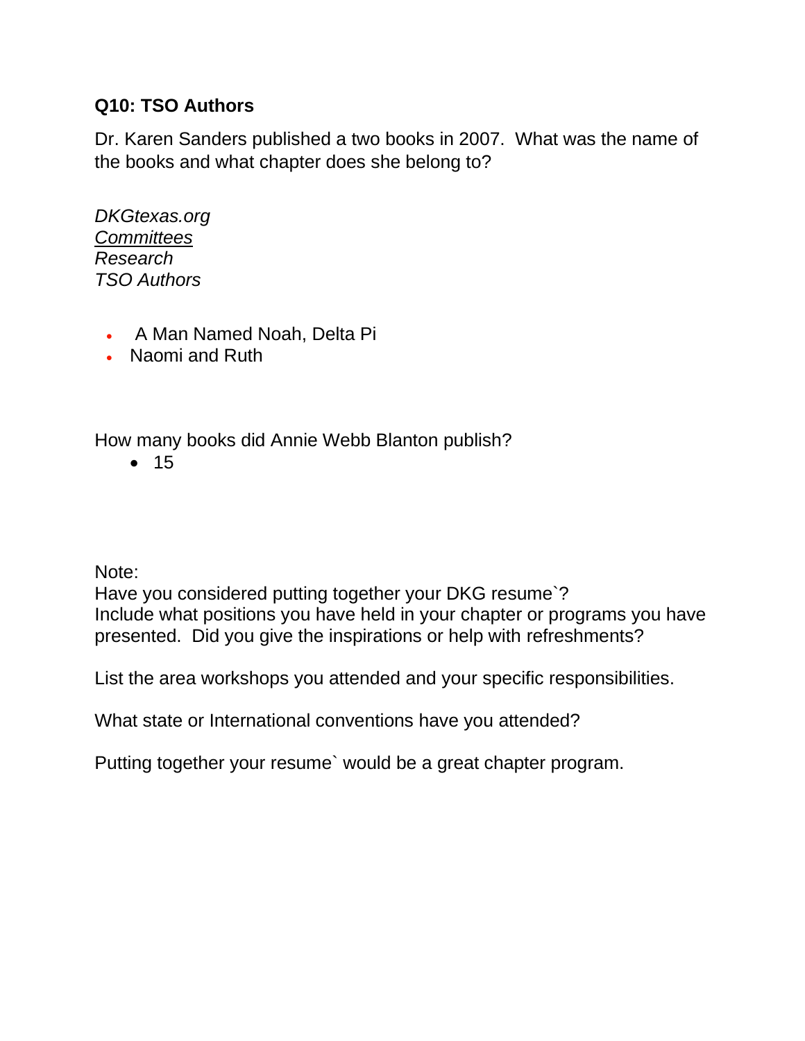**Q10: TSO Authors**

Dr. Karen Sanders published a two books in 2007. What was the name of the books and what chapter does she belong to?

*DKGtexas.org*
*Committees*
*Research*
*TSO Authors*

- A Man Named Noah, Delta Pi
- Naomi and Ruth

How many books did Annie Webb Blanton publish?

- 15

Note:
Have you considered putting together your DKG resume`?
Include what positions you have held in your chapter or programs you have presented. Did you give the inspirations or help with refreshments?

List the area workshops you attended and your specific responsibilities.

What state or International conventions have you attended?

Putting together your resume` would be a great chapter program.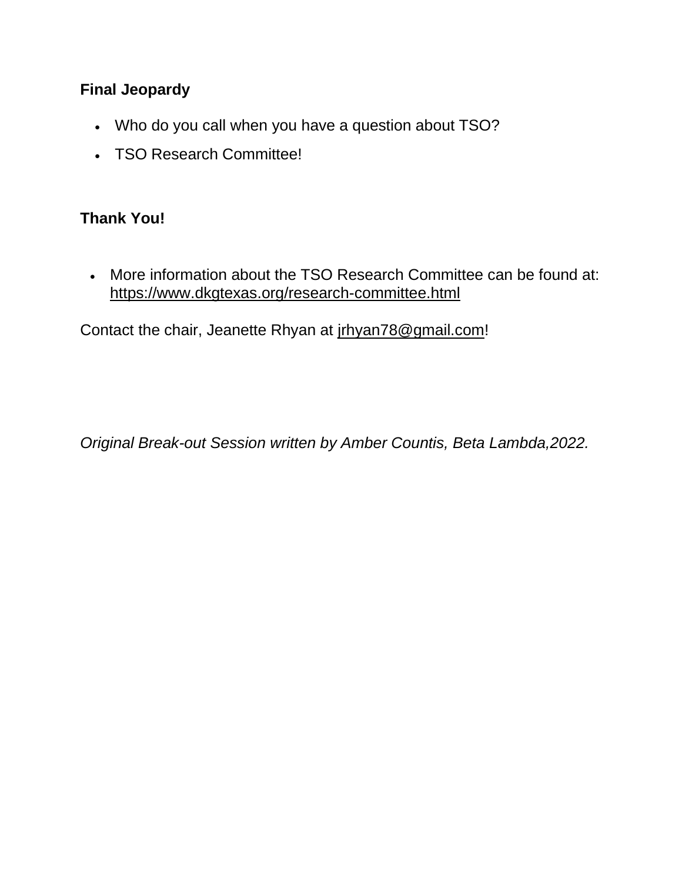**Final Jeopardy**

- Who do you call when you have a question about TSO?
- TSO Research Committee!

**Thank You!**

- More information about the TSO Research Committee can be found at: https://www.dkgtexas.org/research-committee.html

Contact the chair, Jeanette Rhyan at jrhyan78@gmail.com!

*Original Break-out Session written by Amber Countis, Beta Lambda,2022.*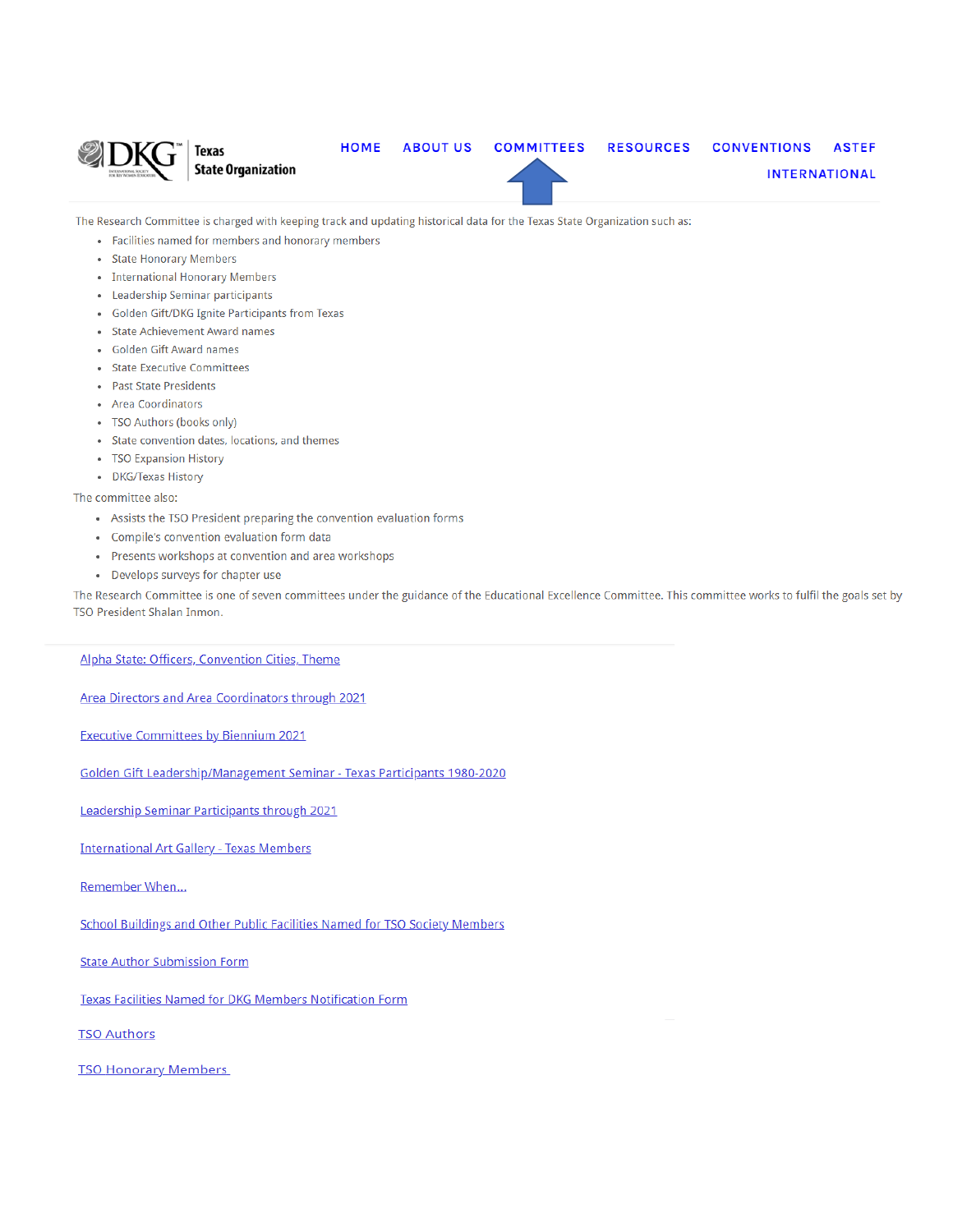DKG Texas State Organization

HOME ABOUT US COMMITTEES RESOURCES CONVENTIONS ASTEF INTERNATIONAL

The Research Committee is charged with keeping track and updating historical data for the Texas State Organization such as:

- Facilities named for members and honorary members
- State Honorary Members
- International Honorary Members
- Leadership Seminar participants
- Golden Gift/DKG Ignite Participants from Texas
- State Achievement Award names
- Golden Gift Award names
- State Executive Committees
- Past State Presidents
- Area Coordinators
- TSO Authors (books only)
- State convention dates, locations, and themes
- TSO Expansion History
- DKG/Texas History

The committee also:

- Assists the TSO President preparing the convention evaluation forms
- Compile's convention evaluation form data
- Presents workshops at convention and area workshops
- Develops surveys for chapter use

The Research Committee is one of seven committees under the guidance of the Educational Excellence Committee. This committee works to fulfil the goals set by TSO President Shalan Inmon.

Alpha State: Officers, Convention Cities, Theme

Area Directors and Area Coordinators through 2021

Executive Committees by Biennium 2021

Golden Gift Leadership/Management Seminar - Texas Participants 1980-2020

Leadership Seminar Participants through 2021

International Art Gallery - Texas Members

Remember When...

School Buildings and Other Public Facilities Named for TSO Society Members

State Author Submission Form

Texas Facilities Named for DKG Members Notification Form

TSO Authors

TSO Honorary Members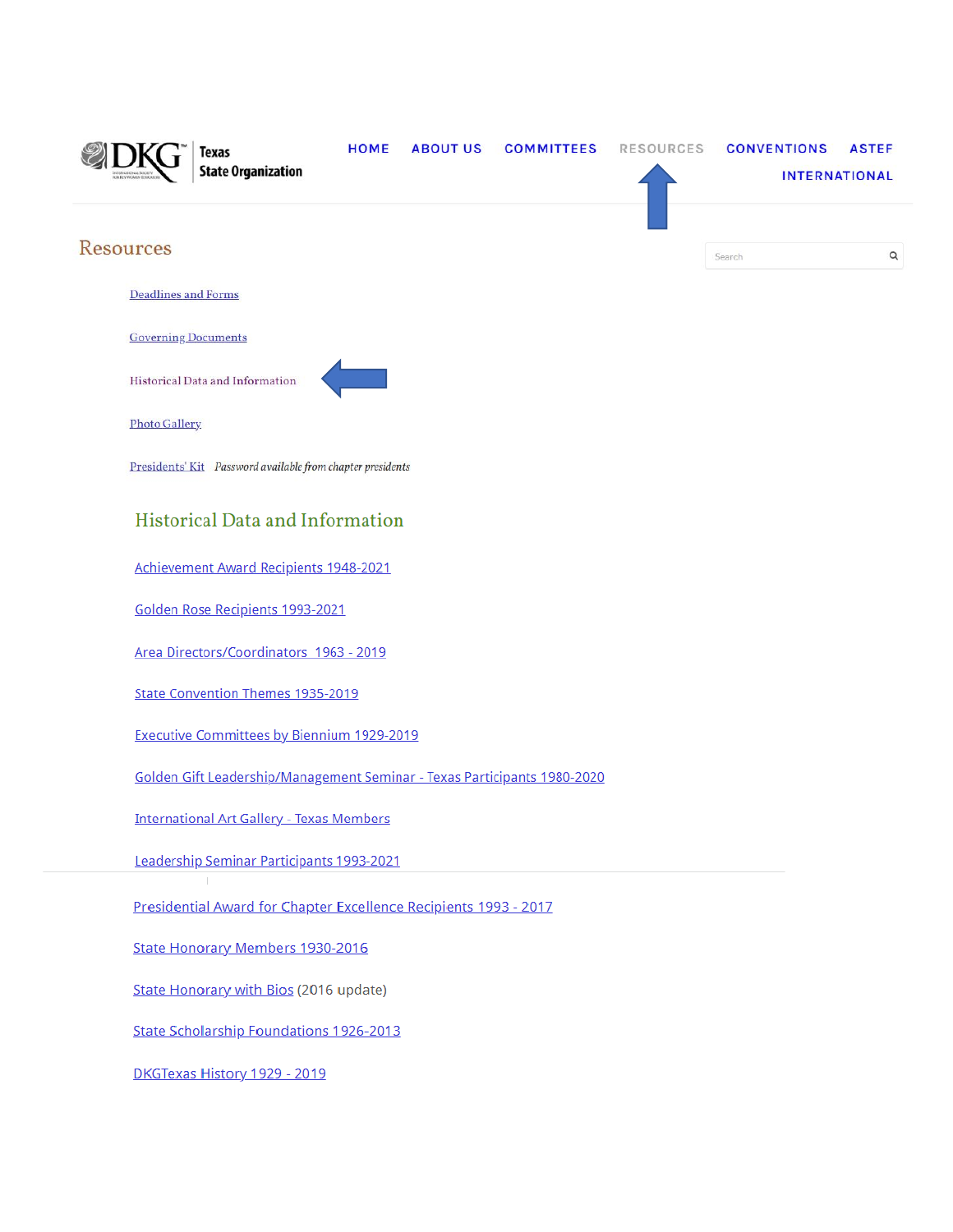DKG Texas State Organization

HOME ABOUT US COMMITTEES RESOURCES CONVENTIONS ASTEF INTERNATIONAL

## Resources

Search

Deadlines and Forms

Governing Documents

Historical Data and Information

Photo Gallery

Presidents' Kit *Password available from chapter presidents*

### Historical Data and Information

Achievement Award Recipients 1948-2021

Golden Rose Recipients 1993-2021

Area Directors/Coordinators 1963 - 2019

State Convention Themes 1935-2019

Executive Committees by Biennium 1929-2019

Golden Gift Leadership/Management Seminar - Texas Participants 1980-2020

International Art Gallery - Texas Members

Leadership Seminar Participants 1993-2021

Presidential Award for Chapter Excellence Recipients 1993 - 2017

State Honorary Members 1930-2016

State Honorary with Bios (2016 update)

State Scholarship Foundations 1926-2013

DKGTexas History 1929 - 2019